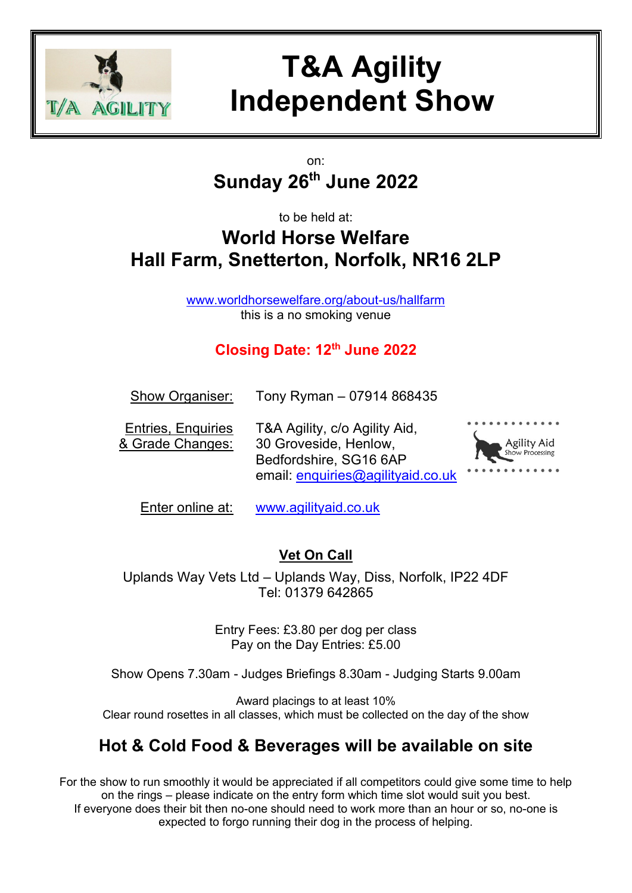# T&A Agility Independent Show

on:

## Sunday 26th June 2022

to be held at:

## World Horse Welfare
## Hall Farm, Snetterton, Norfolk, NR16 2LP

www.worldhorsewelfare.org/about-us/hallfarm
this is a no smoking venue

**Closing Date: 12th June 2022**

Show Organiser: Tony Ryman – 07914 868435

Entries, Enquiries & Grade Changes: T&A Agility, c/o Agility Aid, 30 Groveside, Henlow, Bedfordshire, SG16 6AP
email: enquiries@agilityaid.co.uk

Enter online at: www.agilityaid.co.uk

**Vet On Call**

Uplands Way Vets Ltd – Uplands Way, Diss, Norfolk, IP22 4DF
Tel: 01379 642865

Entry Fees: £3.80 per dog per class
Pay on the Day Entries: £5.00

Show Opens 7.30am - Judges Briefings 8.30am - Judging Starts 9.00am

Award placings to at least 10%
Clear round rosettes in all classes, which must be collected on the day of the show

## Hot & Cold Food & Beverages will be available on site

For the show to run smoothly it would be appreciated if all competitors could give some time to help on the rings – please indicate on the entry form which time slot would suit you best.
If everyone does their bit then no-one should need to work more than an hour or so, no-one is expected to forgo running their dog in the process of helping.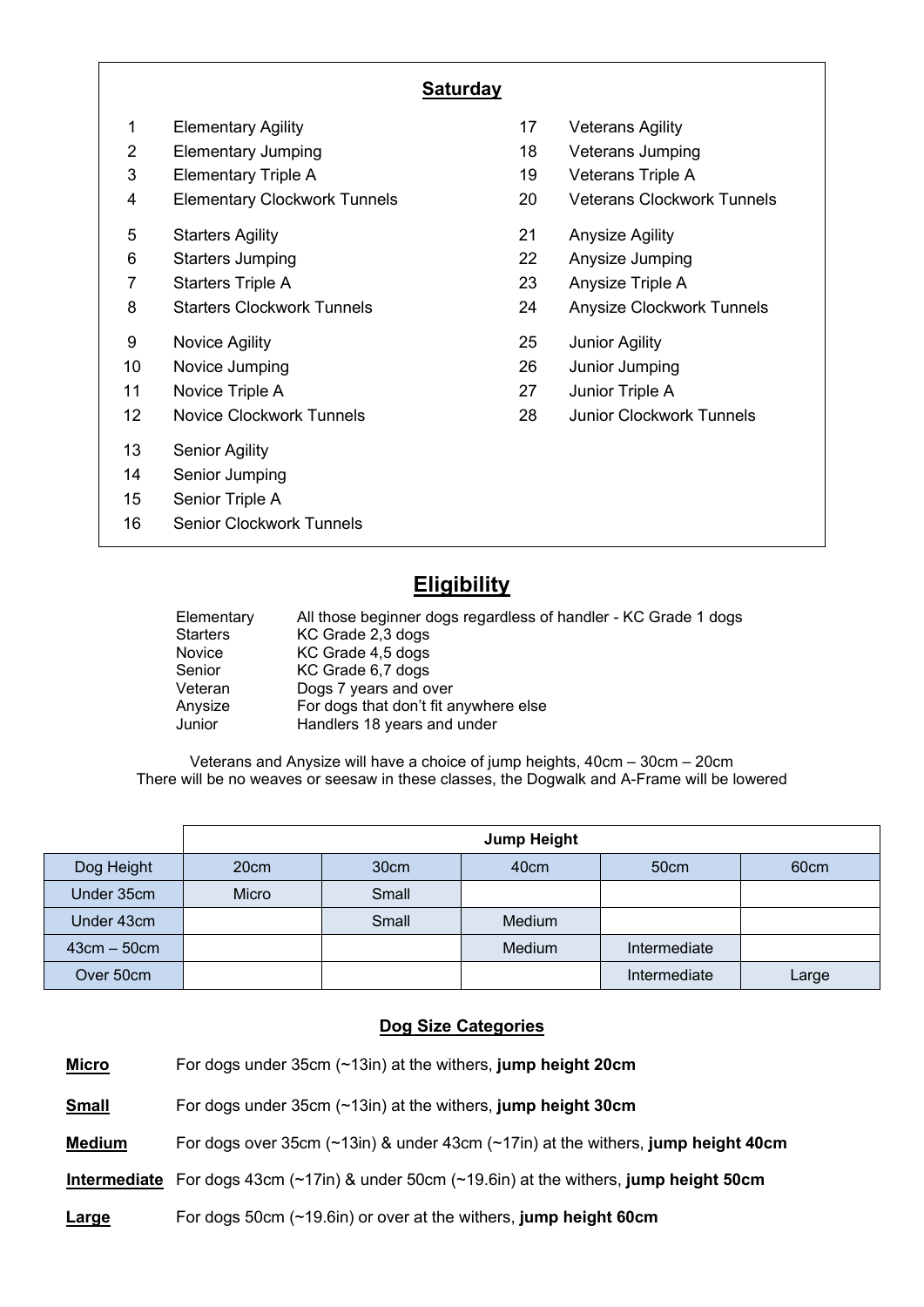## Saturday

1. Elementary Agility
2. Elementary Jumping
3. Elementary Triple A
4. Elementary Clockwork Tunnels

5. Starters Agility
6. Starters Jumping
7. Starters Triple A
8. Starters Clockwork Tunnels

9. Novice Agility
10. Novice Jumping
11. Novice Triple A
12. Novice Clockwork Tunnels

13. Senior Agility
14. Senior Jumping
15. Senior Triple A
16. Senior Clockwork Tunnels

17. Veterans Agility
18. Veterans Jumping
19. Veterans Triple A
20. Veterans Clockwork Tunnels

21. Anysize Agility
22. Anysize Jumping
23. Anysize Triple A
24. Anysize Clockwork Tunnels

25. Junior Agility
26. Junior Jumping
27. Junior Triple A
28. Junior Clockwork Tunnels

## Eligibility

| | |
|---|---|
| Elementary | All those beginner dogs regardless of handler - KC Grade 1 dogs |
| Starters | KC Grade 2,3 dogs |
| Novice | KC Grade 4,5 dogs |
| Senior | KC Grade 6,7 dogs |
| Veteran | Dogs 7 years and over |
| Anysize | For dogs that don't fit anywhere else |
| Junior | Handlers 18 years and under |

Veterans and Anysize will have a choice of jump heights, 40cm – 30cm – 20cm
There will be no weaves or seesaw in these classes, the Dogwalk and A-Frame will be lowered

| | Jump Height | | | | |
|---|---|---|---|---|---|
| Dog Height | 20cm | 30cm | 40cm | 50cm | 60cm |
| Under 35cm | Micro | Small | | | |
| Under 43cm | | Small | Medium | | |
| 43cm – 50cm | | | Medium | Intermediate | |
| Over 50cm | | | | Intermediate | Large |

### Dog Size Categories

**Micro** For dogs under 35cm (~13in) at the withers, **jump height 20cm**

**Small** For dogs under 35cm (~13in) at the withers, **jump height 30cm**

**Medium** For dogs over 35cm (~13in) & under 43cm (~17in) at the withers, **jump height 40cm**

**Intermediate** For dogs 43cm (~17in) & under 50cm (~19.6in) at the withers, **jump height 50cm**

**Large** For dogs 50cm (~19.6in) or over at the withers, **jump height 60cm**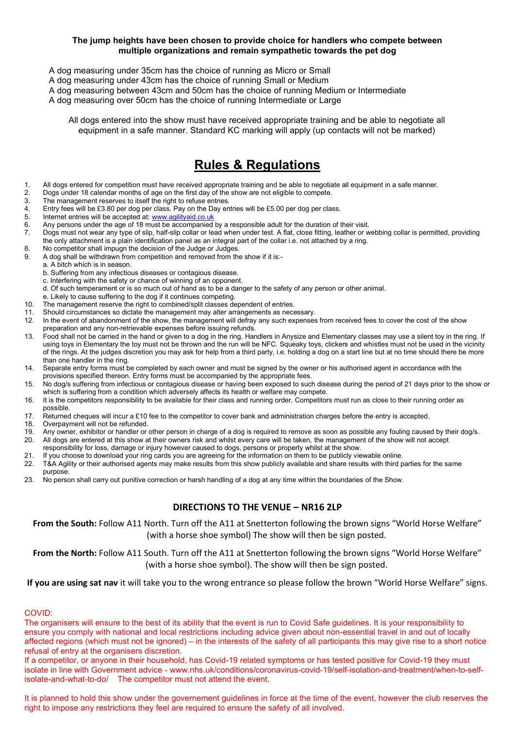**The jump heights have been chosen to provide choice for handlers who compete between multiple organizations and remain sympathetic towards the pet dog**

A dog measuring under 35cm has the choice of running as Micro or Small
A dog measuring under 43cm has the choice of running Small or Medium
A dog measuring between 43cm and 50cm has the choice of running Medium or Intermediate
A dog measuring over 50cm has the choice of running Intermediate or Large

All dogs entered into the show must have received appropriate training and be able to negotiate all equipment in a safe manner. Standard KC marking will apply (up contacts will not be marked)

# Rules & Regulations

1. All dogs entered for competition must have received appropriate training and be able to negotiate all equipment in a safe manner.
2. Dogs under 18 calendar months of age on the first day of the show are not eligible to compete.
3. The management reserves to itself the right to refuse entries.
4. Entry fees will be £3.80 per dog per class. Pay on the Day entries will be £5.00 per dog per class.
5. Internet entries will be accepted at: www.agilityaid.co.uk
6. Any persons under the age of 18 must be accompanied by a responsible adult for the duration of their visit.
7. Dogs must not wear any type of slip, half-slip collar or lead when under test. A flat, close fitting, leather or webbing collar is permitted, providing the only attachment is a plain identification panel as an integral part of the collar i.e. not attached by a ring.
8. No competitor shall impugn the decision of the Judge or Judges.
9. A dog shall be withdrawn from competition and removed from the show if it is:-
   a. A bitch which is in season.
   b. Suffering from any infectious diseases or contagious disease.
   c. Interfering with the safety or chance of winning of an opponent.
   d. Of such temperament or is so much out of hand as to be a danger to the safety of any person or other animal.
   e. Likely to cause suffering to the dog if it continues competing.
10. The management reserve the right to combined/split classes dependent of entries.
11. Should circumstances so dictate the management may alter arrangements as necessary.
12. In the event of abandonment of the show, the management will defray any such expenses from received fees to cover the cost of the show preparation and any non-retrievable expenses before issuing refunds.
13. Food shall not be carried in the hand or given to a dog in the ring. Handlers in Anysize and Elementary classes may use a silent toy in the ring. If using toys in Elementary the toy must not be thrown and the run will be NFC. Squeaky toys, clickers and whistles must not be used in the vicinity of the rings. At the judges discretion you may ask for help from a third party, i.e. holding a dog on a start line but at no time should there be more than one handler in the ring.
14. Separate entry forms must be completed by each owner and must be signed by the owner or his authorised agent in accordance with the provisions specified thereon. Entry forms must be accompanied by the appropriate fees.
15. No dog/s suffering from infectious or contagious disease or having been exposed to such disease during the period of 21 days prior to the show or which is suffering from a condition which adversely affects its health or welfare may compete.
16. It is the competitors responsibility to be available for their class and running order. Competitors must run as close to their running order as possible.
17. Returned cheques will incur a £10 fee to the competitor to cover bank and administration charges before the entry is accepted.
18. Overpayment will not be refunded.
19. Any owner, exhibitor or handler or other person in charge of a dog is required to remove as soon as possible any fouling caused by their dog/s.
20. All dogs are entered at this show at their owners risk and whilst every care will be taken, the management of the show will not accept responsibility for loss, damage or injury however caused to dogs, persons or property whilst at the show.
21. If you choose to download your ring cards you are agreeing for the information on them to be publicly viewable online.
22. T&A Agility or their authorised agents may make results from this show publicly available and share results with third parties for the same purpose.
23. No person shall carry out punitive correction or harsh handling of a dog at any time within the boundaries of the Show.

## DIRECTIONS TO THE VENUE – NR16 2LP

**From the South:** Follow A11 North. Turn off the A11 at Snetterton following the brown signs "World Horse Welfare" (with a horse shoe symbol) The show will then be sign posted.

**From the North:** Follow A11 South. Turn off the A11 at Snetterton following the brown signs "World Horse Welfare" (with a horse shoe symbol). The show will then be sign posted.

**If you are using sat nav** it will take you to the wrong entrance so please follow the brown "World Horse Welfare" signs.

COVID:
The organisers will ensure to the best of its ability that the event is run to Covid Safe guidelines. It is your responsibility to ensure you comply with national and local restrictions including advice given about non-essential travel in and out of locally affected regions (which must not be ignored) – in the interests of the safety of all participants this may give rise to a short notice refusal of entry at the organisers discretion.
If a competitor, or anyone in their household, has Covid-19 related symptoms or has tested positive for Covid-19 they must isolate in line with Government advice - www.nhs.uk/conditions/coronavirus-covid-19/self-isolation-and-treatment/when-to-self-isolate-and-what-to-do/ The competitor must not attend the event.

It is planned to hold this show under the governement guidelines in force at the time of the event, however the club reserves the right to impose any restrictions they feel are required to ensure the safety of all involved.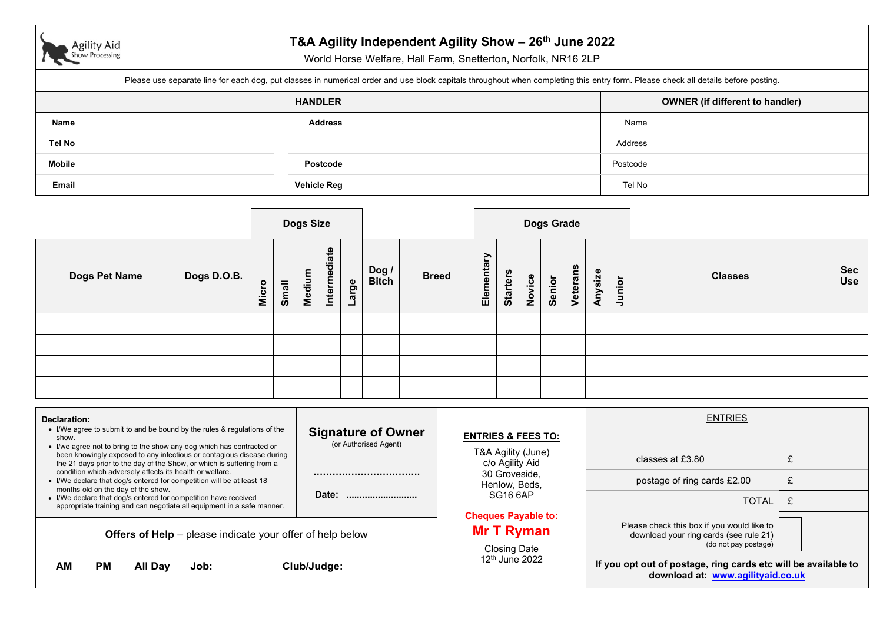Agility Aid Show Processing

# T&A Agility Independent Agility Show – 26th June 2022

World Horse Welfare, Hall Farm, Snetterton, Norfolk, NR16 2LP

Please use separate line for each dog, put classes in numerical order and use block capitals throughout when completing this entry form. Please check all details before posting.

| HANDLER | | OWNER (if different to handler) |
|---|---|---|
| **Name** | **Address** | Name |
| **Tel No** | | Address |
| **Mobile** | **Postcode** | Postcode |
| **Email** | **Vehicle Reg** | Tel No |

| | | Dogs Size | | | | | | | Dogs Grade | | | | | | | | |
|---|---|---|---|---|---|---|---|---|---|---|---|---|---|---|---|---|---|
| **Dogs Pet Name** | **Dogs D.O.B.** | **Micro** | **Small** | **Medium** | **Intermediate** | **Large** | **Dog / Bitch** | **Breed** | **Elementary** | **Starters** | **Novice** | **Senior** | **Veterans** | **Anysize** | **Junior** | **Classes** | **Sec Use** |
| | | | | | | | | | | | | | | | | | |
| | | | | | | | | | | | | | | | | | |
| | | | | | | | | | | | | | | | | | |
| | | | | | | | | | | | | | | | | | |

**Declaration:**

- I/We agree to submit to and be bound by the rules & regulations of the show.
- I/we agree not to bring to the show any dog which has contracted or been knowingly exposed to any infectious or contagious disease during the 21 days prior to the day of the Show, or which is suffering from a condition which adversely affects its health or welfare.
- I/We declare that dog/s entered for competition will be at least 18 months old on the day of the show.
- I/We declare that dog/s entered for competition have received appropriate training and can negotiate all equipment in a safe manner.

**Signature of Owner**
(or Authorised Agent)

..................................

**Date:** ............................

**Offers of Help** – please indicate your offer of help below

**AM** **PM** **All Day** **Job:** **Club/Judge:**

**ENTRIES & FEES TO:**

T&A Agility (June)
c/o Agility Aid
30 Groveside,
Henlow, Beds,
SG16 6AP

**Cheques Payable to:**

**Mr T Ryman**

Closing Date
12th June 2022

| ENTRIES | |
|---|---|
| | |
| classes at £3.80 | £ |
| postage of ring cards £2.00 | £ |
| TOTAL | £ |

Please check this box if you would like to download your ring cards (see rule 21) (do not pay postage) ☐

**If you opt out of postage, ring cards etc will be available to download at: www.agilityaid.co.uk**